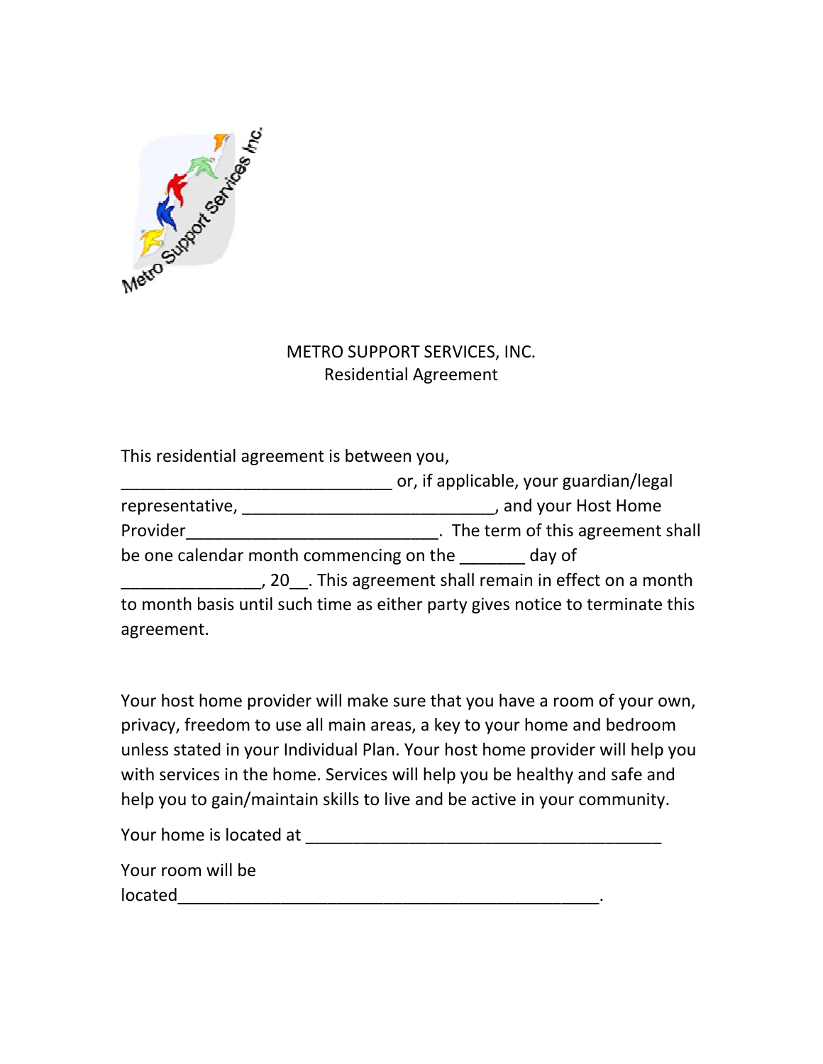# METRO SUPPORT SERVICES, INC.
## Residential Agreement

This residential agreement is between you, ______________________________ or, if applicable, your guardian/legal representative, ___________________________, and your Host Home Provider___________________________. The term of this agreement shall be one calendar month commencing on the _______ day of _______________, 20__. This agreement shall remain in effect on a month to month basis until such time as either party gives notice to terminate this agreement.

Your host home provider will make sure that you have a room of your own, privacy, freedom to use all main areas, a key to your home and bedroom unless stated in your Individual Plan. Your host home provider will help you with services in the home. Services will help you be healthy and safe and help you to gain/maintain skills to live and be active in your community.

Your home is located at _______________________________________

Your room will be located_______________________________________________.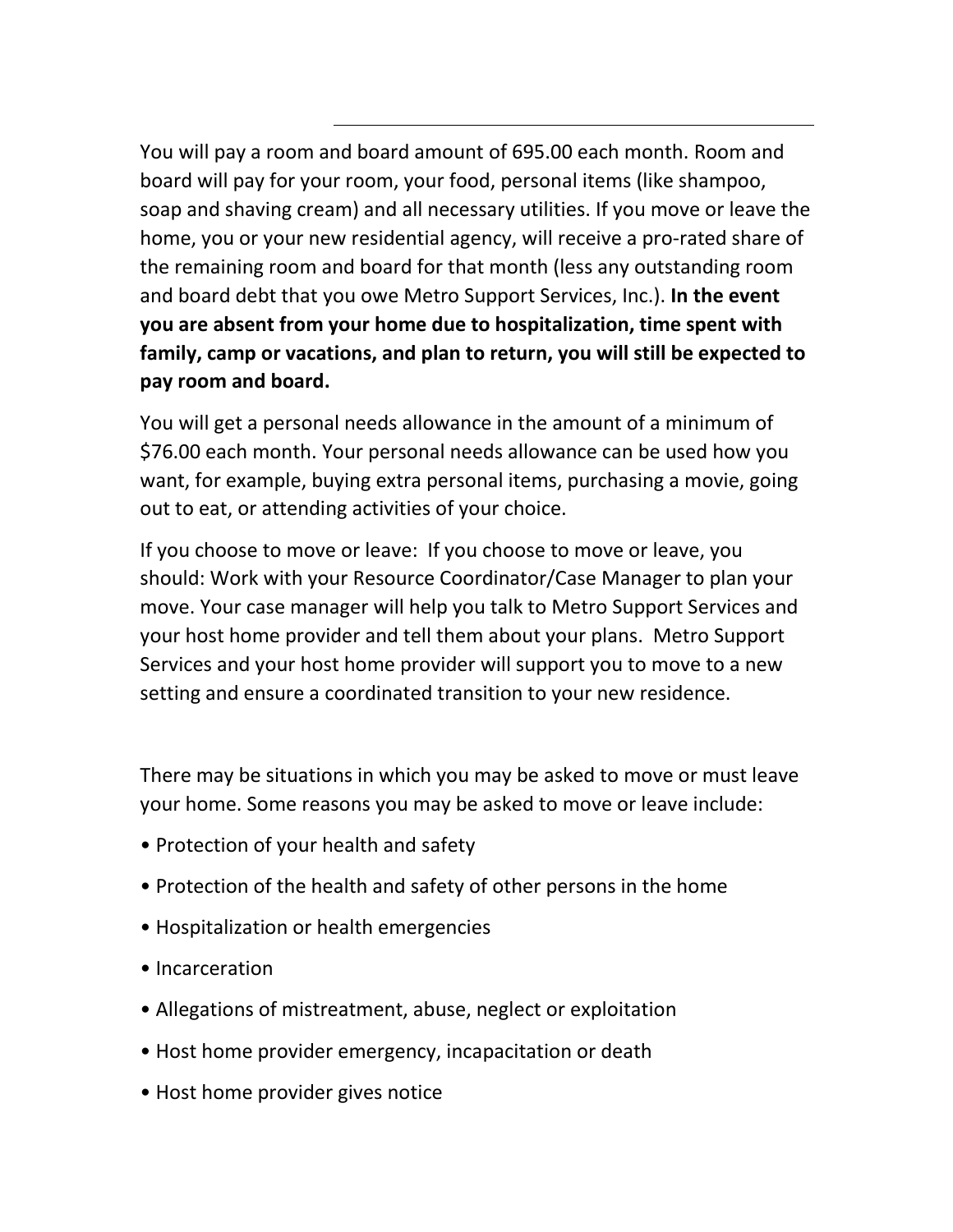You will pay a room and board amount of 695.00 each month. Room and board will pay for your room, your food, personal items (like shampoo, soap and shaving cream) and all necessary utilities. If you move or leave the home, you or your new residential agency, will receive a pro-rated share of the remaining room and board for that month (less any outstanding room and board debt that you owe Metro Support Services, Inc.). **In the event you are absent from your home due to hospitalization, time spent with family, camp or vacations, and plan to return, you will still be expected to pay room and board.**

You will get a personal needs allowance in the amount of a minimum of $76.00 each month. Your personal needs allowance can be used how you want, for example, buying extra personal items, purchasing a movie, going out to eat, or attending activities of your choice.

If you choose to move or leave: If you choose to move or leave, you should: Work with your Resource Coordinator/Case Manager to plan your move. Your case manager will help you talk to Metro Support Services and your host home provider and tell them about your plans. Metro Support Services and your host home provider will support you to move to a new setting and ensure a coordinated transition to your new residence.

There may be situations in which you may be asked to move or must leave your home. Some reasons you may be asked to move or leave include:

- Protection of your health and safety
- Protection of the health and safety of other persons in the home
- Hospitalization or health emergencies
- Incarceration
- Allegations of mistreatment, abuse, neglect or exploitation
- Host home provider emergency, incapacitation or death
- Host home provider gives notice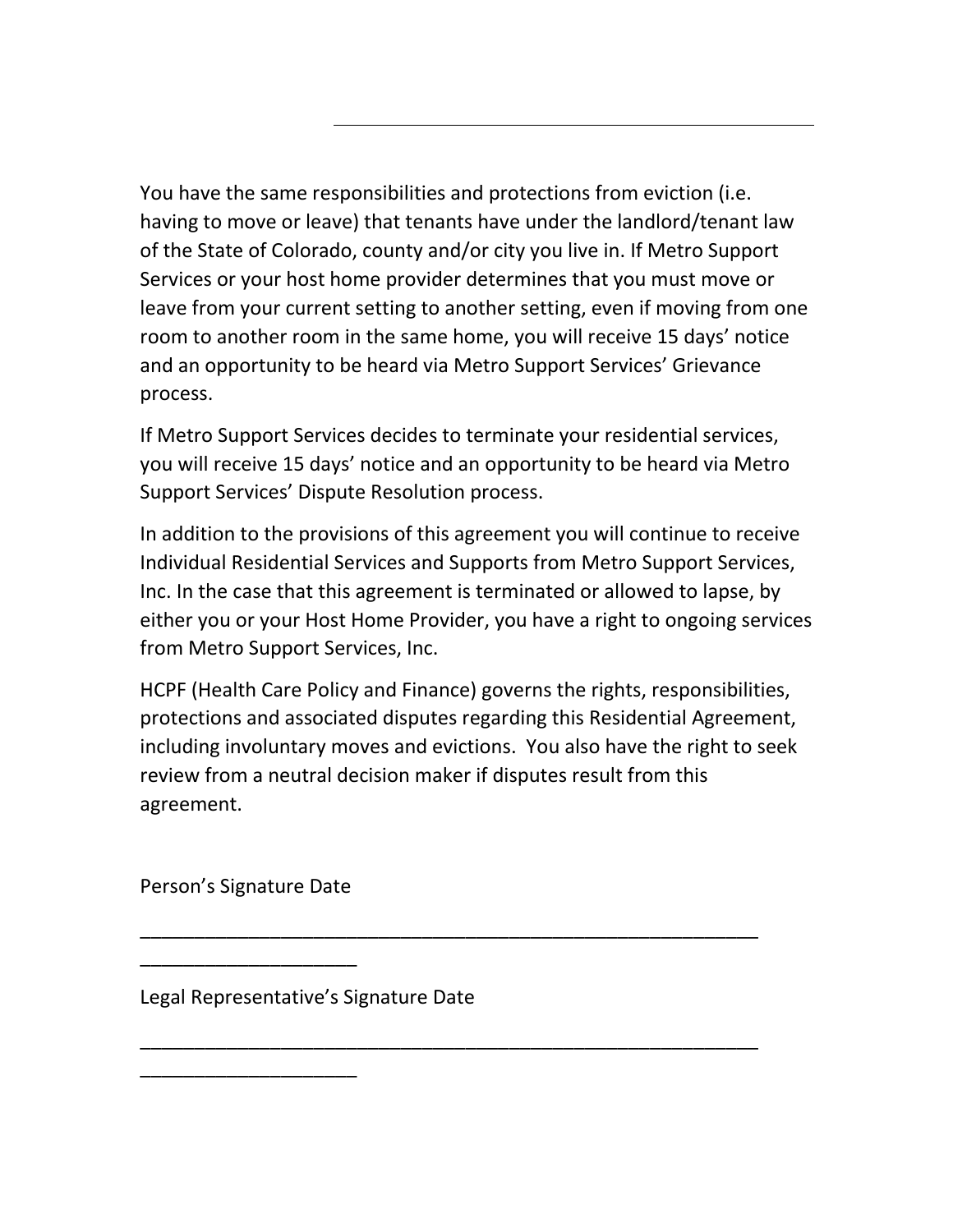You have the same responsibilities and protections from eviction (i.e. having to move or leave) that tenants have under the landlord/tenant law of the State of Colorado, county and/or city you live in. If Metro Support Services or your host home provider determines that you must move or leave from your current setting to another setting, even if moving from one room to another room in the same home, you will receive 15 days' notice and an opportunity to be heard via Metro Support Services' Grievance process.

If Metro Support Services decides to terminate your residential services, you will receive 15 days' notice and an opportunity to be heard via Metro Support Services' Dispute Resolution process.

In addition to the provisions of this agreement you will continue to receive Individual Residential Services and Supports from Metro Support Services, Inc. In the case that this agreement is terminated or allowed to lapse, by either you or your Host Home Provider, you have a right to ongoing services from Metro Support Services, Inc.

HCPF (Health Care Policy and Finance) governs the rights, responsibilities, protections and associated disputes regarding this Residential Agreement, including involuntary moves and evictions. You also have the right to seek review from a neutral decision maker if disputes result from this agreement.

Person's Signature Date

_____________________________________________________________ ____________________

Legal Representative's Signature Date

_____________________________________________________________ ____________________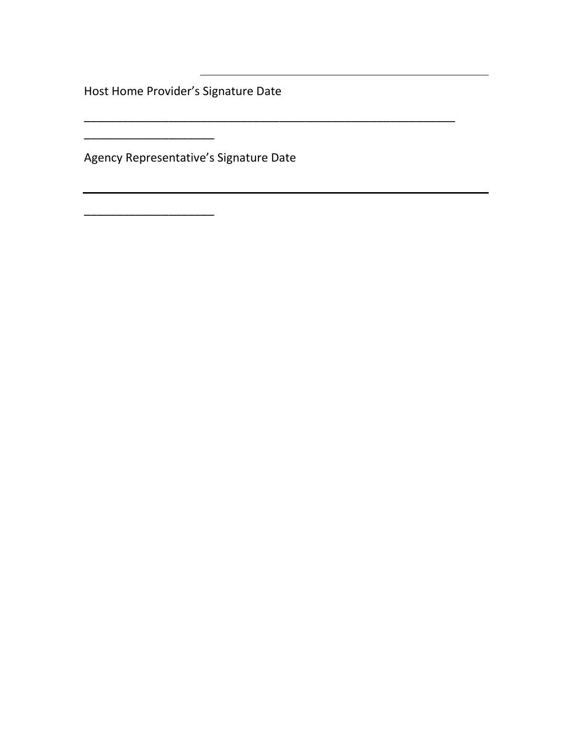Host Home Provider's Signature Date

_______________________________________________________________

_____________________

Agency Representative's Signature Date

_____________________